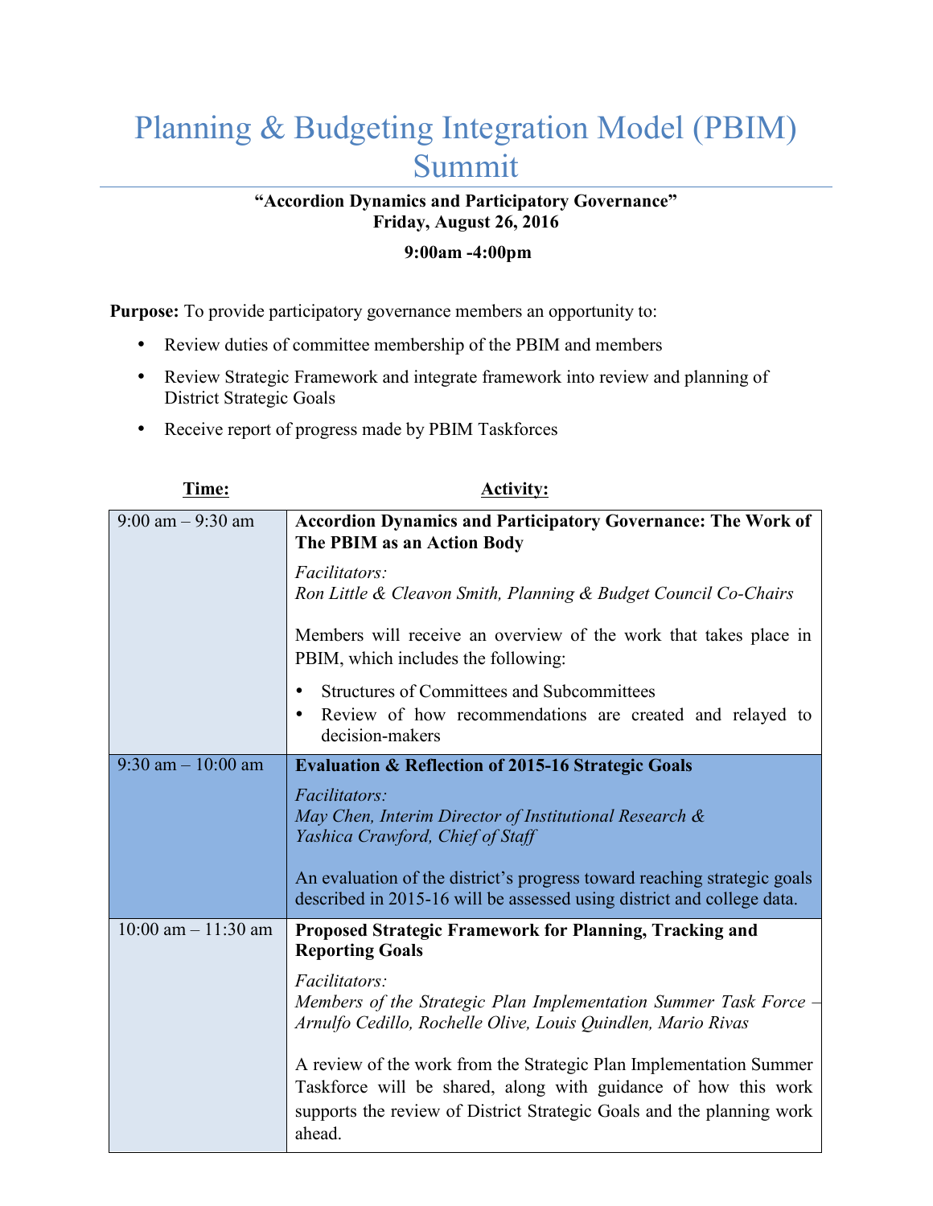# Planning & Budgeting Integration Model (PBIM) Summit

**"Accordion Dynamics and Participatory Governance"**
**Friday, August 26, 2016**

**9:00am -4:00pm**

**Purpose:** To provide participatory governance members an opportunity to:

- Review duties of committee membership of the PBIM and members
- Review Strategic Framework and integrate framework into review and planning of District Strategic Goals
- Receive report of progress made by PBIM Taskforces

| Time: | Activity: |
| --- | --- |
| 9:00 am – 9:30 am | **Accordion Dynamics and Participatory Governance: The Work of The PBIM as an Action Body**<br><br>*Facilitators:*<br>*Ron Little & Cleavon Smith, Planning & Budget Council Co-Chairs*<br><br>Members will receive an overview of the work that takes place in PBIM, which includes the following:<br>• Structures of Committees and Subcommittees<br>• Review of how recommendations are created and relayed to decision-makers |
| 9:30 am – 10:00 am | **Evaluation & Reflection of 2015-16 Strategic Goals**<br><br>*Facilitators:*<br>*May Chen, Interim Director of Institutional Research &*<br>*Yashica Crawford, Chief of Staff*<br><br>An evaluation of the district's progress toward reaching strategic goals described in 2015-16 will be assessed using district and college data. |
| 10:00 am – 11:30 am | **Proposed Strategic Framework for Planning, Tracking and Reporting Goals**<br><br>*Facilitators:*<br>*Members of the Strategic Plan Implementation Summer Task Force – Arnulfo Cedillo, Rochelle Olive, Louis Quindlen, Mario Rivas*<br><br>A review of the work from the Strategic Plan Implementation Summer Taskforce will be shared, along with guidance of how this work supports the review of District Strategic Goals and the planning work ahead. |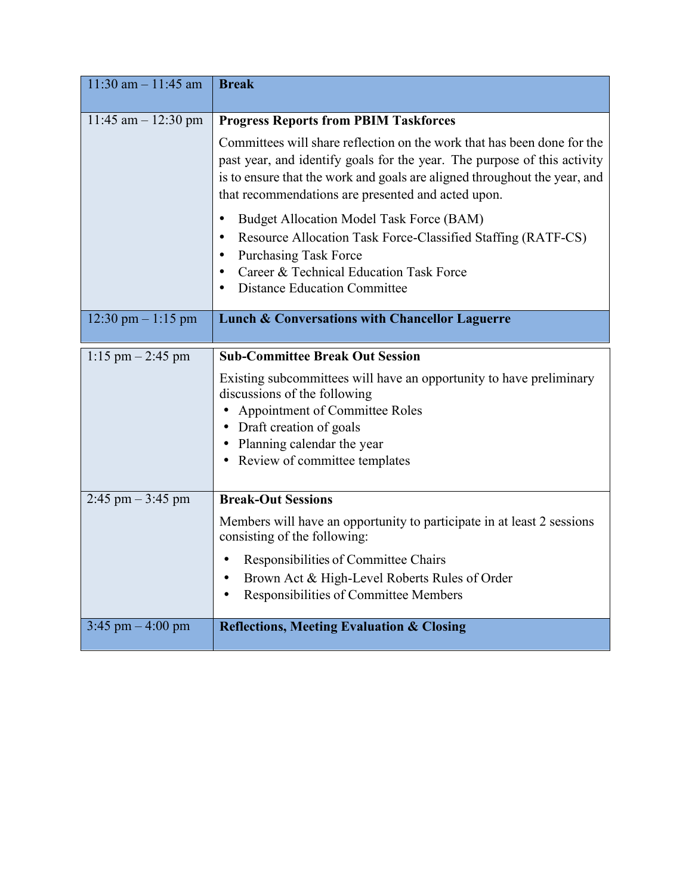| | |
|---|---|
| 11:30 am – 11:45 am | **Break** |
| 11:45 am – 12:30 pm | **Progress Reports from PBIM Taskforces**<br><br>Committees will share reflection on the work that has been done for the past year, and identify goals for the year. The purpose of this activity is to ensure that the work and goals are aligned throughout the year, and that recommendations are presented and acted upon.<br><br>• Budget Allocation Model Task Force (BAM)<br>• Resource Allocation Task Force-Classified Staffing (RATF-CS)<br>• Purchasing Task Force<br>• Career & Technical Education Task Force<br>• Distance Education Committee |
| 12:30 pm – 1:15 pm | **Lunch & Conversations with Chancellor Laguerre** |
| 1:15 pm – 2:45 pm | **Sub-Committee Break Out Session**<br><br>Existing subcommittees will have an opportunity to have preliminary discussions of the following<br>• Appointment of Committee Roles<br>• Draft creation of goals<br>• Planning calendar the year<br>• Review of committee templates |
| 2:45 pm – 3:45 pm | **Break-Out Sessions**<br><br>Members will have an opportunity to participate in at least 2 sessions consisting of the following:<br><br>• Responsibilities of Committee Chairs<br>• Brown Act & High-Level Roberts Rules of Order<br>• Responsibilities of Committee Members |
| 3:45 pm – 4:00 pm | **Reflections, Meeting Evaluation & Closing** |